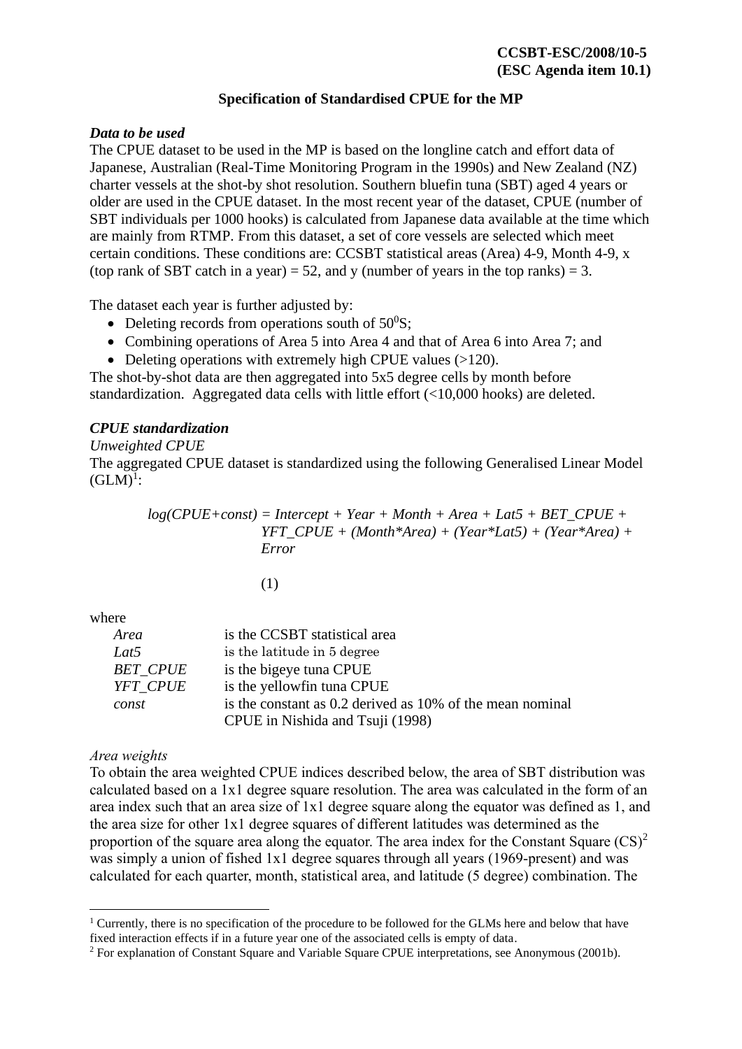**CCSBT-ESC/2008/10-5**
**(ESC Agenda item 10.1)**

# Specification of Standardised CPUE for the MP

### *Data to be used*

The CPUE dataset to be used in the MP is based on the longline catch and effort data of Japanese, Australian (Real-Time Monitoring Program in the 1990s) and New Zealand (NZ) charter vessels at the shot-by shot resolution. Southern bluefin tuna (SBT) aged 4 years or older are used in the CPUE dataset. In the most recent year of the dataset, CPUE (number of SBT individuals per 1000 hooks) is calculated from Japanese data available at the time which are mainly from RTMP. From this dataset, a set of core vessels are selected which meet certain conditions. These conditions are: CCSBT statistical areas (Area) 4-9, Month 4-9, x (top rank of SBT catch in a year) = 52, and y (number of years in the top ranks) = 3.

The dataset each year is further adjusted by:

- Deleting records from operations south of $50^0$S;
- Combining operations of Area 5 into Area 4 and that of Area 6 into Area 7; and
- Deleting operations with extremely high CPUE values (>120).

The shot-by-shot data are then aggregated into 5x5 degree cells by month before standardization. Aggregated data cells with little effort (<10,000 hooks) are deleted.

### *CPUE standardization*

*Unweighted CPUE*

The aggregated CPUE dataset is standardized using the following Generalised Linear Model (GLM)[1]:

$$log(CPUE+const) = Intercept + Year + Month + Area + Lat5 + BET\_CPUE + YFT\_CPUE + (Month*Area) + (Year*Lat5) + (Year*Area) + Error \qquad (1)$$

where

| | |
|---|---|
| *Area* | is the CCSBT statistical area |
| *Lat5* | is the latitude in 5 degree |
| *BET_CPUE* | is the bigeye tuna CPUE |
| *YFT_CPUE* | is the yellowfin tuna CPUE |
| *const* | is the constant as 0.2 derived as 10% of the mean nominal CPUE in Nishida and Tsuji (1998) |

*Area weights*

To obtain the area weighted CPUE indices described below, the area of SBT distribution was calculated based on a 1x1 degree square resolution. The area was calculated in the form of an area index such that an area size of 1x1 degree square along the equator was defined as 1, and the area size for other 1x1 degree squares of different latitudes was determined as the proportion of the square area along the equator. The area index for the Constant Square (CS)[2] was simply a union of fished 1x1 degree squares through all years (1969-present) and was calculated for each quarter, month, statistical area, and latitude (5 degree) combination. The

[1] Currently, there is no specification of the procedure to be followed for the GLMs here and below that have fixed interaction effects if in a future year one of the associated cells is empty of data.

[2] For explanation of Constant Square and Variable Square CPUE interpretations, see Anonymous (2001b).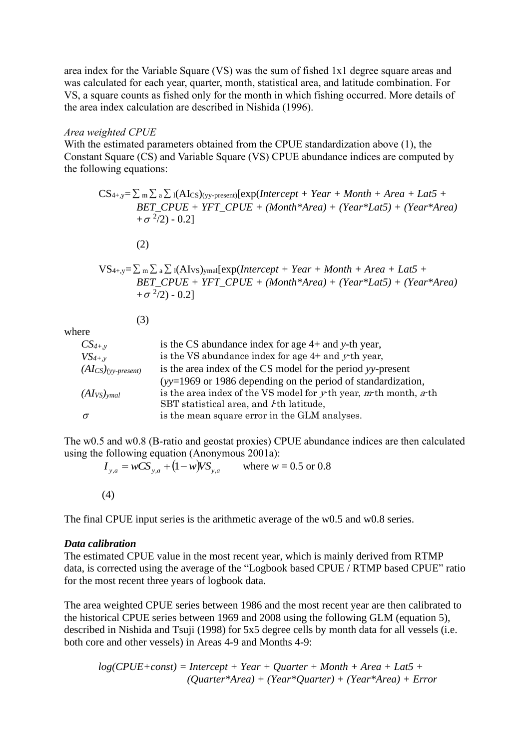area index for the Variable Square (VS) was the sum of fished 1x1 degree square areas and was calculated for each year, quarter, month, statistical area, and latitude combination. For VS, a square counts as fished only for the month in which fishing occurred. More details of the area index calculation are described in Nishida (1996).

*Area weighted CPUE*

With the estimated parameters obtained from the CPUE standardization above (1), the Constant Square (CS) and Variable Square (VS) CPUE abundance indices are computed by the following equations:

$$CS_{4+,y} = \sum_m \sum_a \sum_l (AI_{CS})_{(yy\text{-}present)} [\exp(Intercept + Year + Month + Area + Lat5 + BET\_CPUE + YFT\_CPUE + (Month*Area) + (Year*Lat5) + (Year*Area) + \sigma^2/2) - 0.2] \quad (2)$$

$$VS_{4+,y} = \sum_m \sum_a \sum_l (AI_{VS})_{ymal} [\exp(Intercept + Year + Month + Area + Lat5 + BET\_CPUE + YFT\_CPUE + (Month*Area) + (Year*Lat5) + (Year*Area) + \sigma^2/2) - 0.2] \quad (3)$$

where

| | |
|---|---|
| $CS_{4+,y}$ | is the CS abundance index for age 4+ and *y*-th year, |
| $VS_{4+,y}$ | is the VS abundance index for age 4+ and *y*-th year, |
| $(AI_{CS})_{(yy\text{-}present)}$ | is the area index of the CS model for the period *yy*-present (*yy*=1969 or 1986 depending on the period of standardization, |
| $(AI_{VS})_{ymal}$ | is the area index of the VS model for *y*-th year, *m*-th month, *a*-th SBT statistical area, and *l*-th latitude, |
| $\sigma$ | is the mean square error in the GLM analyses. |

The w0.5 and w0.8 (B-ratio and geostat proxies) CPUE abundance indices are then calculated using the following equation (Anonymous 2001a):

$$I_{y,a} = wCS_{y,a} + (1-w)VS_{y,a} \quad \text{where } w = 0.5 \text{ or } 0.8 \quad (4)$$

The final CPUE input series is the arithmetic average of the w0.5 and w0.8 series.

***Data calibration***

The estimated CPUE value in the most recent year, which is mainly derived from RTMP data, is corrected using the average of the "Logbook based CPUE / RTMP based CPUE" ratio for the most recent three years of logbook data.

The area weighted CPUE series between 1986 and the most recent year are then calibrated to the historical CPUE series between 1969 and 2008 using the following GLM (equation 5), described in Nishida and Tsuji (1998) for 5x5 degree cells by month data for all vessels (i.e. both core and other vessels) in Areas 4-9 and Months 4-9:

$$\log(CPUE+const) = Intercept + Year + Quarter + Month + Area + Lat5 + (Quarter*Area) + (Year*Quarter) + (Year*Area) + Error$$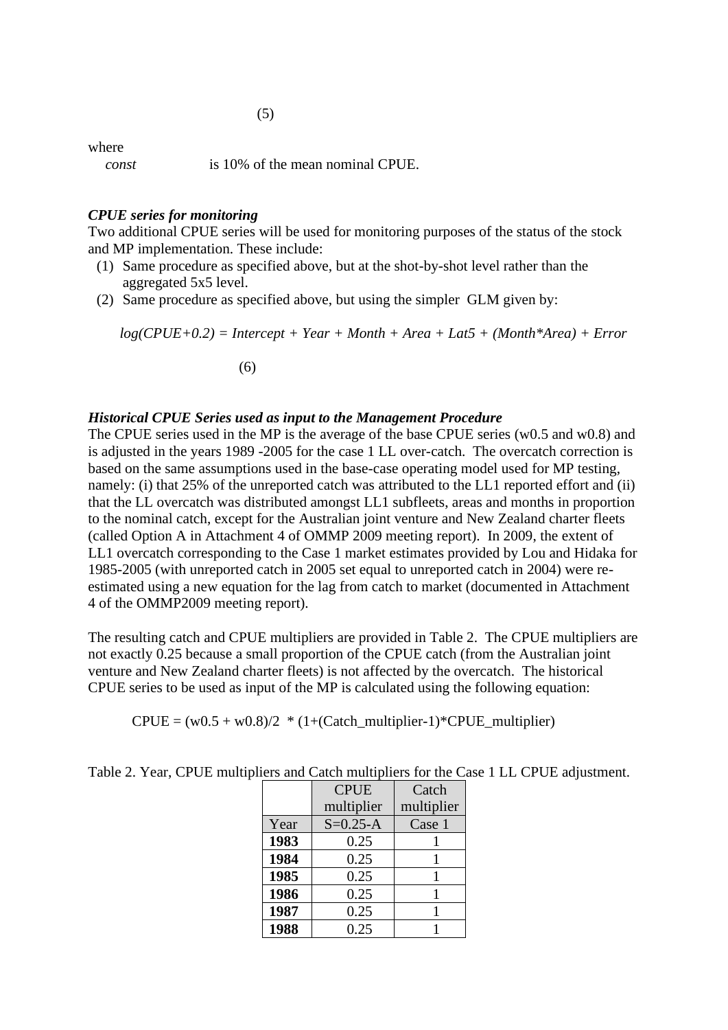(5)

where

*const* is 10% of the mean nominal CPUE.

***CPUE series for monitoring***

Two additional CPUE series will be used for monitoring purposes of the status of the stock and MP implementation. These include:

1. Same procedure as specified above, but at the shot-by-shot level rather than the aggregated 5x5 level.
2. Same procedure as specified above, but using the simpler GLM given by:

$$log(CPUE+0.2) = Intercept + Year + Month + Area + Lat5 + (Month*Area) + Error \quad (6)$$

***Historical CPUE Series used as input to the Management Procedure***

The CPUE series used in the MP is the average of the base CPUE series (w0.5 and w0.8) and is adjusted in the years 1989 -2005 for the case 1 LL over-catch. The overcatch correction is based on the same assumptions used in the base-case operating model used for MP testing, namely: (i) that 25% of the unreported catch was attributed to the LL1 reported effort and (ii) that the LL overcatch was distributed amongst LL1 subfleets, areas and months in proportion to the nominal catch, except for the Australian joint venture and New Zealand charter fleets (called Option A in Attachment 4 of OMMP 2009 meeting report). In 2009, the extent of LL1 overcatch corresponding to the Case 1 market estimates provided by Lou and Hidaka for 1985-2005 (with unreported catch in 2005 set equal to unreported catch in 2004) were re-estimated using a new equation for the lag from catch to market (documented in Attachment 4 of the OMMP2009 meeting report).

The resulting catch and CPUE multipliers are provided in Table 2. The CPUE multipliers are not exactly 0.25 because a small proportion of the CPUE catch (from the Australian joint venture and New Zealand charter fleets) is not affected by the overcatch. The historical CPUE series to be used as input of the MP is calculated using the following equation:

CPUE = (w0.5 + w0.8)/2 * (1+(Catch_multiplier-1)*CPUE_multiplier)

Table 2. Year, CPUE multipliers and Catch multipliers for the Case 1 LL CPUE adjustment.

| | CPUE multiplier | Catch multiplier |
|---|---|---|
| Year | S=0.25-A | Case 1 |
| **1983** | 0.25 | 1 |
| **1984** | 0.25 | 1 |
| **1985** | 0.25 | 1 |
| **1986** | 0.25 | 1 |
| **1987** | 0.25 | 1 |
| **1988** | 0.25 | 1 |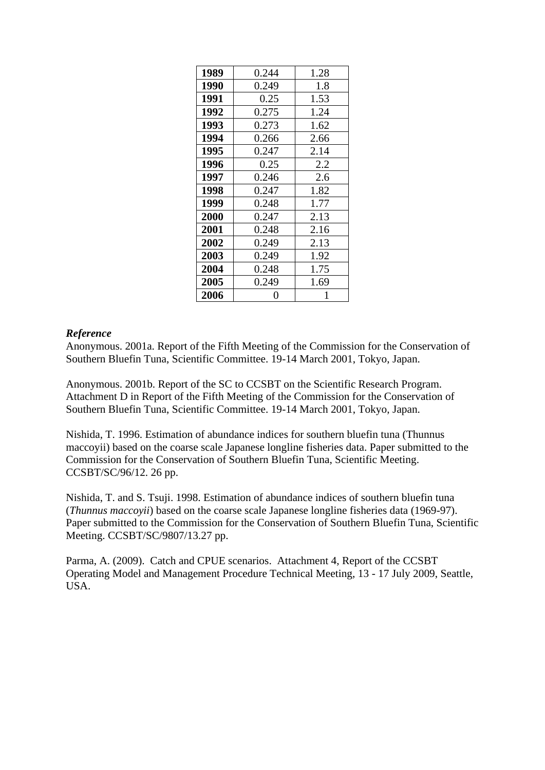| | | |
|---|---|---|
| **1989** | 0.244 | 1.28 |
| **1990** | 0.249 | 1.8 |
| **1991** | 0.25 | 1.53 |
| **1992** | 0.275 | 1.24 |
| **1993** | 0.273 | 1.62 |
| **1994** | 0.266 | 2.66 |
| **1995** | 0.247 | 2.14 |
| **1996** | 0.25 | 2.2 |
| **1997** | 0.246 | 2.6 |
| **1998** | 0.247 | 1.82 |
| **1999** | 0.248 | 1.77 |
| **2000** | 0.247 | 2.13 |
| **2001** | 0.248 | 2.16 |
| **2002** | 0.249 | 2.13 |
| **2003** | 0.249 | 1.92 |
| **2004** | 0.248 | 1.75 |
| **2005** | 0.249 | 1.69 |
| **2006** | 0 | 1 |

***Reference***

Anonymous. 2001a. Report of the Fifth Meeting of the Commission for the Conservation of Southern Bluefin Tuna, Scientific Committee. 19-14 March 2001, Tokyo, Japan.

Anonymous. 2001b. Report of the SC to CCSBT on the Scientific Research Program. Attachment D in Report of the Fifth Meeting of the Commission for the Conservation of Southern Bluefin Tuna, Scientific Committee. 19-14 March 2001, Tokyo, Japan.

Nishida, T. 1996. Estimation of abundance indices for southern bluefin tuna (Thunnus maccoyii) based on the coarse scale Japanese longline fisheries data. Paper submitted to the Commission for the Conservation of Southern Bluefin Tuna, Scientific Meeting. CCSBT/SC/96/12. 26 pp.

Nishida, T. and S. Tsuji. 1998. Estimation of abundance indices of southern bluefin tuna (*Thunnus maccoyii*) based on the coarse scale Japanese longline fisheries data (1969-97). Paper submitted to the Commission for the Conservation of Southern Bluefin Tuna, Scientific Meeting. CCSBT/SC/9807/13.27 pp.

Parma, A. (2009). Catch and CPUE scenarios. Attachment 4, Report of the CCSBT Operating Model and Management Procedure Technical Meeting, 13 - 17 July 2009, Seattle, USA.